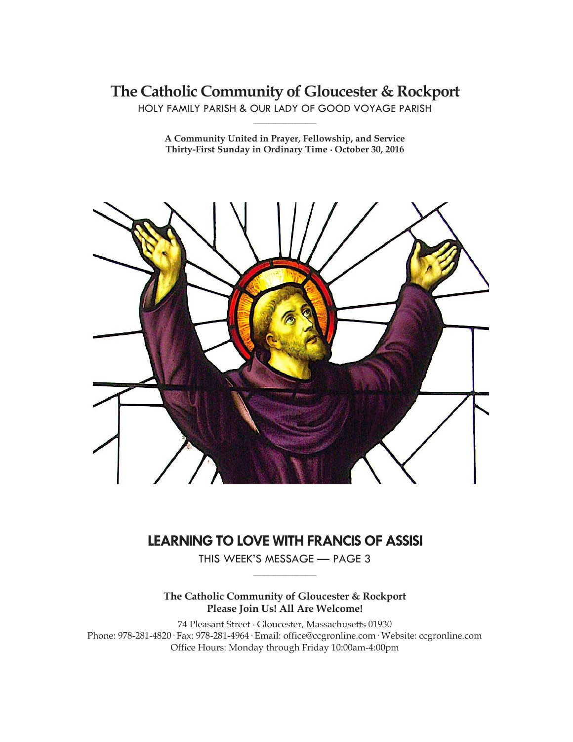# The Catholic Community of Gloucester & Rockport

HOLY FAMILY PARISH & OUR LADY OF GOOD VOYAGE PARISH

**A Community United in Prayer, Fellowship, and Service**
**Thirty-First Sunday in Ordinary Time · October 30, 2016**

## LEARNING TO LOVE WITH FRANCIS OF ASSISI

THIS WEEK'S MESSAGE — PAGE 3

**The Catholic Community of Gloucester & Rockport**
**Please Join Us! All Are Welcome!**

74 Pleasant Street · Gloucester, Massachusetts 01930
Phone: 978-281-4820 · Fax: 978-281-4964 · Email: office@ccgronline.com · Website: ccgronline.com
Office Hours: Monday through Friday 10:00am-4:00pm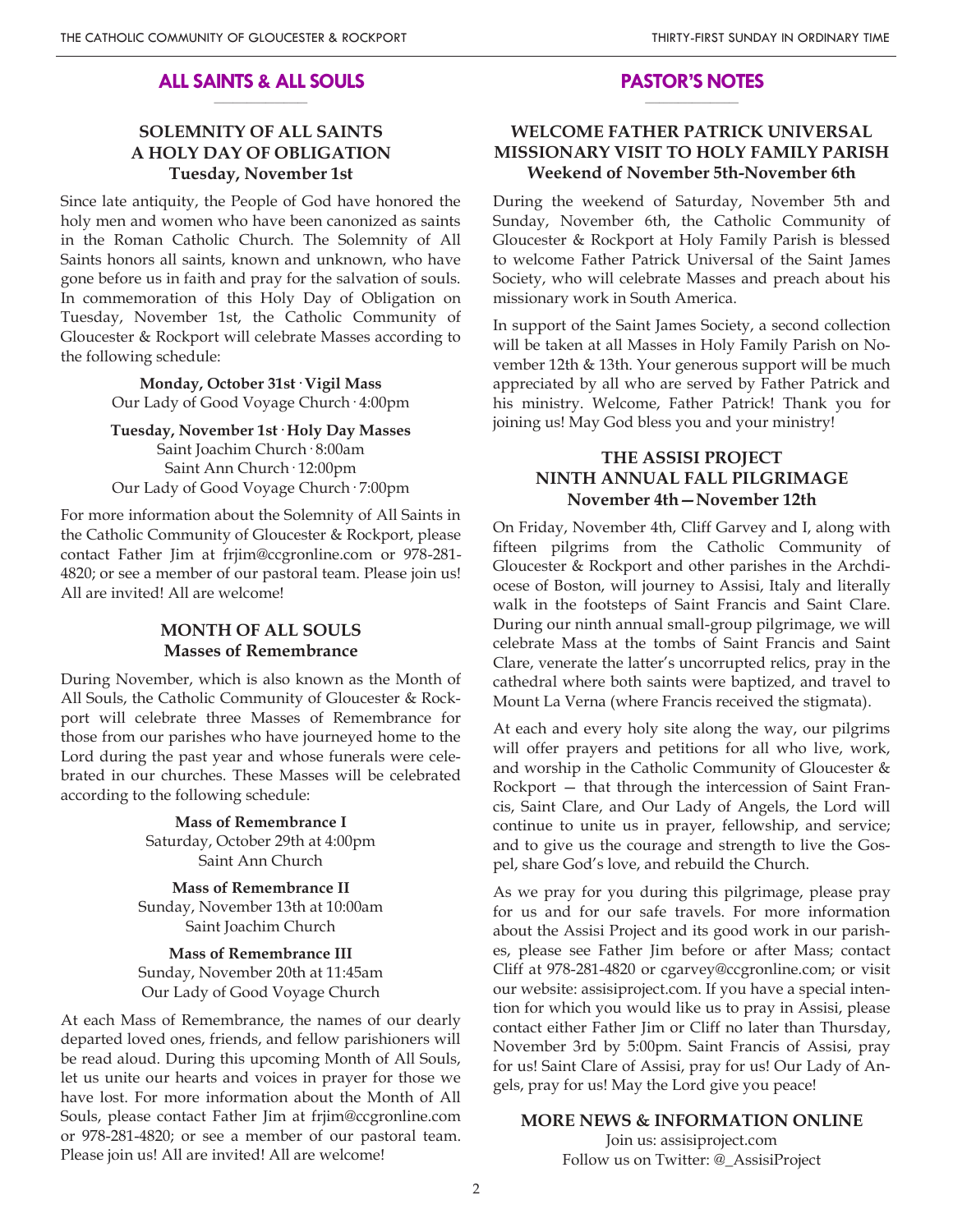## ALL SAINTS & ALL SOULS

### SOLEMNITY OF ALL SAINTS
### A HOLY DAY OF OBLIGATION
### Tuesday, November 1st

Since late antiquity, the People of God have honored the holy men and women who have been canonized as saints in the Roman Catholic Church. The Solemnity of All Saints honors all saints, known and unknown, who have gone before us in faith and pray for the salvation of souls. In commemoration of this Holy Day of Obligation on Tuesday, November 1st, the Catholic Community of Gloucester & Rockport will celebrate Masses according to the following schedule:

**Monday, October 31st · Vigil Mass**
Our Lady of Good Voyage Church · 4:00pm

**Tuesday, November 1st · Holy Day Masses**
Saint Joachim Church · 8:00am
Saint Ann Church · 12:00pm
Our Lady of Good Voyage Church · 7:00pm

For more information about the Solemnity of All Saints in the Catholic Community of Gloucester & Rockport, please contact Father Jim at frjim@ccgronline.com or 978-281-4820; or see a member of our pastoral team. Please join us! All are invited! All are welcome!

### MONTH OF ALL SOULS
### Masses of Remembrance

During November, which is also known as the Month of All Souls, the Catholic Community of Gloucester & Rockport will celebrate three Masses of Remembrance for those from our parishes who have journeyed home to the Lord during the past year and whose funerals were celebrated in our churches. These Masses will be celebrated according to the following schedule:

**Mass of Remembrance I**
Saturday, October 29th at 4:00pm
Saint Ann Church

**Mass of Remembrance II**
Sunday, November 13th at 10:00am
Saint Joachim Church

**Mass of Remembrance III**
Sunday, November 20th at 11:45am
Our Lady of Good Voyage Church

At each Mass of Remembrance, the names of our dearly departed loved ones, friends, and fellow parishioners will be read aloud. During this upcoming Month of All Souls, let us unite our hearts and voices in prayer for those we have lost. For more information about the Month of All Souls, please contact Father Jim at frjim@ccgronline.com or 978-281-4820; or see a member of our pastoral team. Please join us! All are invited! All are welcome!

## PASTOR'S NOTES

### WELCOME FATHER PATRICK UNIVERSAL MISSIONARY VISIT TO HOLY FAMILY PARISH
### Weekend of November 5th-November 6th

During the weekend of Saturday, November 5th and Sunday, November 6th, the Catholic Community of Gloucester & Rockport at Holy Family Parish is blessed to welcome Father Patrick Universal of the Saint James Society, who will celebrate Masses and preach about his missionary work in South America.

In support of the Saint James Society, a second collection will be taken at all Masses in Holy Family Parish on November 12th & 13th. Your generous support will be much appreciated by all who are served by Father Patrick and his ministry. Welcome, Father Patrick! Thank you for joining us! May God bless you and your ministry!

### THE ASSISI PROJECT
### NINTH ANNUAL FALL PILGRIMAGE
### November 4th—November 12th

On Friday, November 4th, Cliff Garvey and I, along with fifteen pilgrims from the Catholic Community of Gloucester & Rockport and other parishes in the Archdiocese of Boston, will journey to Assisi, Italy and literally walk in the footsteps of Saint Francis and Saint Clare. During our ninth annual small-group pilgrimage, we will celebrate Mass at the tombs of Saint Francis and Saint Clare, venerate the latter's uncorrupted relics, pray in the cathedral where both saints were baptized, and travel to Mount La Verna (where Francis received the stigmata).

At each and every holy site along the way, our pilgrims will offer prayers and petitions for all who live, work, and worship in the Catholic Community of Gloucester & Rockport — that through the intercession of Saint Francis, Saint Clare, and Our Lady of Angels, the Lord will continue to unite us in prayer, fellowship, and service; and to give us the courage and strength to live the Gospel, share God's love, and rebuild the Church.

As we pray for you during this pilgrimage, please pray for us and for our safe travels. For more information about the Assisi Project and its good work in our parishes, please see Father Jim before or after Mass; contact Cliff at 978-281-4820 or cgarvey@ccgronline.com; or visit our website: assisiproject.com. If you have a special intention for which you would like us to pray in Assisi, please contact either Father Jim or Cliff no later than Thursday, November 3rd by 5:00pm. Saint Francis of Assisi, pray for us! Saint Clare of Assisi, pray for us! Our Lady of Angels, pray for us! May the Lord give you peace!

### MORE NEWS & INFORMATION ONLINE

Join us: assisiproject.com
Follow us on Twitter: @_AssisiProject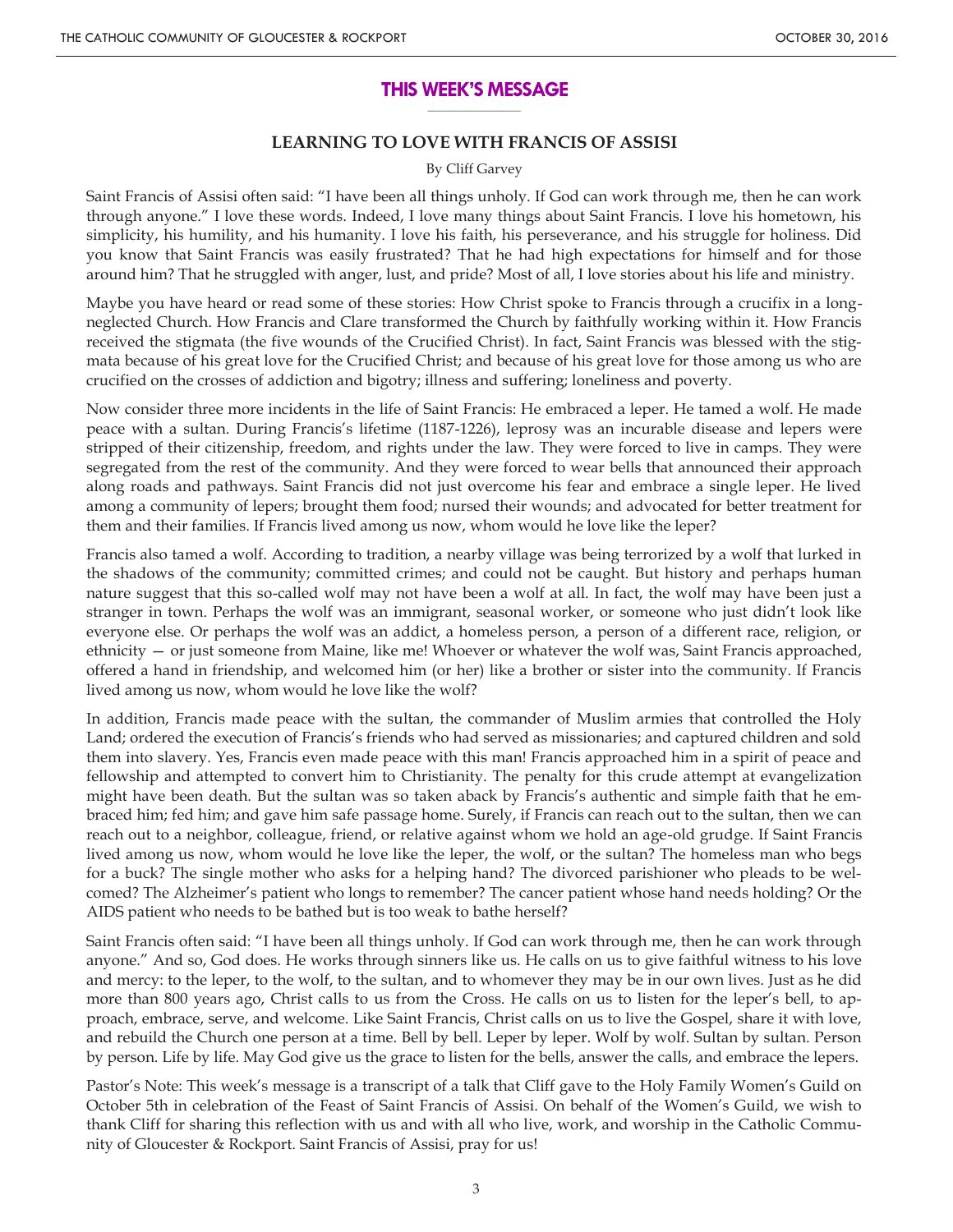## THIS WEEK'S MESSAGE

### LEARNING TO LOVE WITH FRANCIS OF ASSISI

By Cliff Garvey

Saint Francis of Assisi often said: "I have been all things unholy. If God can work through me, then he can work through anyone." I love these words. Indeed, I love many things about Saint Francis. I love his hometown, his simplicity, his humility, and his humanity. I love his faith, his perseverance, and his struggle for holiness. Did you know that Saint Francis was easily frustrated? That he had high expectations for himself and for those around him? That he struggled with anger, lust, and pride? Most of all, I love stories about his life and ministry.

Maybe you have heard or read some of these stories: How Christ spoke to Francis through a crucifix in a long-neglected Church. How Francis and Clare transformed the Church by faithfully working within it. How Francis received the stigmata (the five wounds of the Crucified Christ). In fact, Saint Francis was blessed with the stigmata because of his great love for the Crucified Christ; and because of his great love for those among us who are crucified on the crosses of addiction and bigotry; illness and suffering; loneliness and poverty.

Now consider three more incidents in the life of Saint Francis: He embraced a leper. He tamed a wolf. He made peace with a sultan. During Francis's lifetime (1187-1226), leprosy was an incurable disease and lepers were stripped of their citizenship, freedom, and rights under the law. They were forced to live in camps. They were segregated from the rest of the community. And they were forced to wear bells that announced their approach along roads and pathways. Saint Francis did not just overcome his fear and embrace a single leper. He lived among a community of lepers; brought them food; nursed their wounds; and advocated for better treatment for them and their families. If Francis lived among us now, whom would he love like the leper?

Francis also tamed a wolf. According to tradition, a nearby village was being terrorized by a wolf that lurked in the shadows of the community; committed crimes; and could not be caught. But history and perhaps human nature suggest that this so-called wolf may not have been a wolf at all. In fact, the wolf may have been just a stranger in town. Perhaps the wolf was an immigrant, seasonal worker, or someone who just didn't look like everyone else. Or perhaps the wolf was an addict, a homeless person, a person of a different race, religion, or ethnicity — or just someone from Maine, like me! Whoever or whatever the wolf was, Saint Francis approached, offered a hand in friendship, and welcomed him (or her) like a brother or sister into the community. If Francis lived among us now, whom would he love like the wolf?

In addition, Francis made peace with the sultan, the commander of Muslim armies that controlled the Holy Land; ordered the execution of Francis's friends who had served as missionaries; and captured children and sold them into slavery. Yes, Francis even made peace with this man! Francis approached him in a spirit of peace and fellowship and attempted to convert him to Christianity. The penalty for this crude attempt at evangelization might have been death. But the sultan was so taken aback by Francis's authentic and simple faith that he embraced him; fed him; and gave him safe passage home. Surely, if Francis can reach out to the sultan, then we can reach out to a neighbor, colleague, friend, or relative against whom we hold an age-old grudge. If Saint Francis lived among us now, whom would he love like the leper, the wolf, or the sultan? The homeless man who begs for a buck? The single mother who asks for a helping hand? The divorced parishioner who pleads to be welcomed? The Alzheimer's patient who longs to remember? The cancer patient whose hand needs holding? Or the AIDS patient who needs to be bathed but is too weak to bathe herself?

Saint Francis often said: "I have been all things unholy. If God can work through me, then he can work through anyone." And so, God does. He works through sinners like us. He calls on us to give faithful witness to his love and mercy: to the leper, to the wolf, to the sultan, and to whomever they may be in our own lives. Just as he did more than 800 years ago, Christ calls to us from the Cross. He calls on us to listen for the leper's bell, to approach, embrace, serve, and welcome. Like Saint Francis, Christ calls on us to live the Gospel, share it with love, and rebuild the Church one person at a time. Bell by bell. Leper by leper. Wolf by wolf. Sultan by sultan. Person by person. Life by life. May God give us the grace to listen for the bells, answer the calls, and embrace the lepers.

Pastor's Note: This week's message is a transcript of a talk that Cliff gave to the Holy Family Women's Guild on October 5th in celebration of the Feast of Saint Francis of Assisi. On behalf of the Women's Guild, we wish to thank Cliff for sharing this reflection with us and with all who live, work, and worship in the Catholic Community of Gloucester & Rockport. Saint Francis of Assisi, pray for us!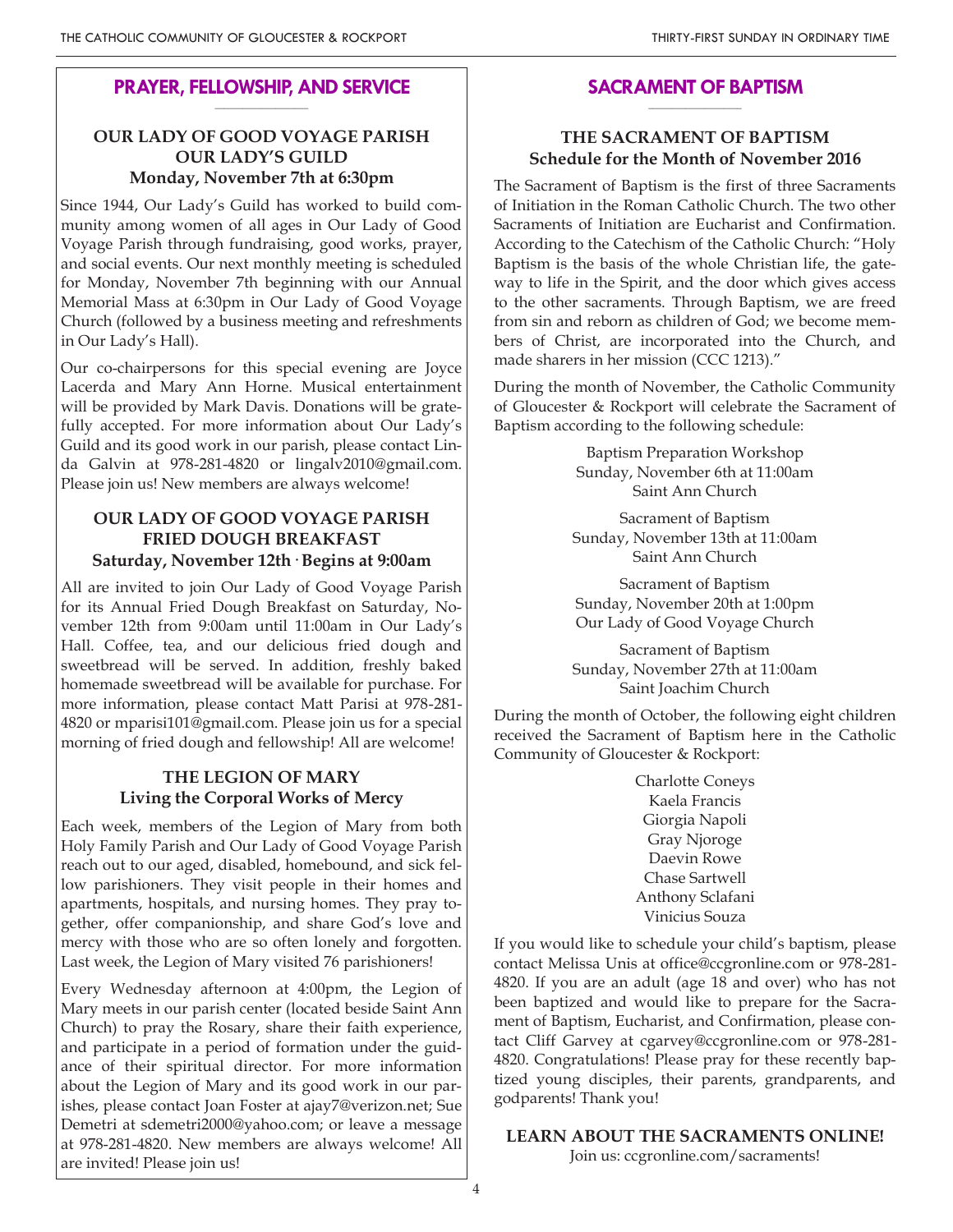## PRAYER, FELLOWSHIP, AND SERVICE

### OUR LADY OF GOOD VOYAGE PARISH
### OUR LADY'S GUILD
**Monday, November 7th at 6:30pm**

Since 1944, Our Lady's Guild has worked to build community among women of all ages in Our Lady of Good Voyage Parish through fundraising, good works, prayer, and social events. Our next monthly meeting is scheduled for Monday, November 7th beginning with our Annual Memorial Mass at 6:30pm in Our Lady of Good Voyage Church (followed by a business meeting and refreshments in Our Lady's Hall).

Our co-chairpersons for this special evening are Joyce Lacerda and Mary Ann Horne. Musical entertainment will be provided by Mark Davis. Donations will be gratefully accepted. For more information about Our Lady's Guild and its good work in our parish, please contact Linda Galvin at 978-281-4820 or lingalv2010@gmail.com. Please join us! New members are always welcome!

### OUR LADY OF GOOD VOYAGE PARISH
### FRIED DOUGH BREAKFAST
**Saturday, November 12th · Begins at 9:00am**

All are invited to join Our Lady of Good Voyage Parish for its Annual Fried Dough Breakfast on Saturday, November 12th from 9:00am until 11:00am in Our Lady's Hall. Coffee, tea, and our delicious fried dough and sweetbread will be served. In addition, freshly baked homemade sweetbread will be available for purchase. For more information, please contact Matt Parisi at 978-281-4820 or mparisi101@gmail.com. Please join us for a special morning of fried dough and fellowship! All are welcome!

### THE LEGION OF MARY
**Living the Corporal Works of Mercy**

Each week, members of the Legion of Mary from both Holy Family Parish and Our Lady of Good Voyage Parish reach out to our aged, disabled, homebound, and sick fellow parishioners. They visit people in their homes and apartments, hospitals, and nursing homes. They pray together, offer companionship, and share God's love and mercy with those who are so often lonely and forgotten. Last week, the Legion of Mary visited 76 parishioners!

Every Wednesday afternoon at 4:00pm, the Legion of Mary meets in our parish center (located beside Saint Ann Church) to pray the Rosary, share their faith experience, and participate in a period of formation under the guidance of their spiritual director. For more information about the Legion of Mary and its good work in our parishes, please contact Joan Foster at ajay7@verizon.net; Sue Demetri at sdemetri2000@yahoo.com; or leave a message at 978-281-4820. New members are always welcome! All are invited! Please join us!

## SACRAMENT OF BAPTISM

### THE SACRAMENT OF BAPTISM
**Schedule for the Month of November 2016**

The Sacrament of Baptism is the first of three Sacraments of Initiation in the Roman Catholic Church. The two other Sacraments of Initiation are Eucharist and Confirmation. According to the Catechism of the Catholic Church: "Holy Baptism is the basis of the whole Christian life, the gateway to life in the Spirit, and the door which gives access to the other sacraments. Through Baptism, we are freed from sin and reborn as children of God; we become members of Christ, are incorporated into the Church, and made sharers in her mission (CCC 1213)."

During the month of November, the Catholic Community of Gloucester & Rockport will celebrate the Sacrament of Baptism according to the following schedule:

Baptism Preparation Workshop  
Sunday, November 6th at 11:00am  
Saint Ann Church

Sacrament of Baptism  
Sunday, November 13th at 11:00am  
Saint Ann Church

Sacrament of Baptism  
Sunday, November 20th at 1:00pm  
Our Lady of Good Voyage Church

Sacrament of Baptism  
Sunday, November 27th at 11:00am  
Saint Joachim Church

During the month of October, the following eight children received the Sacrament of Baptism here in the Catholic Community of Gloucester & Rockport:

Charlotte Coneys  
Kaela Francis  
Giorgia Napoli  
Gray Njoroge  
Daevin Rowe  
Chase Sartwell  
Anthony Sclafani  
Vinicius Souza

If you would like to schedule your child's baptism, please contact Melissa Unis at office@ccgronline.com or 978-281-4820. If you are an adult (age 18 and over) who has not been baptized and would like to prepare for the Sacrament of Baptism, Eucharist, and Confirmation, please contact Cliff Garvey at cgarvey@ccgronline.com or 978-281-4820. Congratulations! Please pray for these recently baptized young disciples, their parents, grandparents, and godparents! Thank you!

**LEARN ABOUT THE SACRAMENTS ONLINE!**  
Join us: ccgronline.com/sacraments!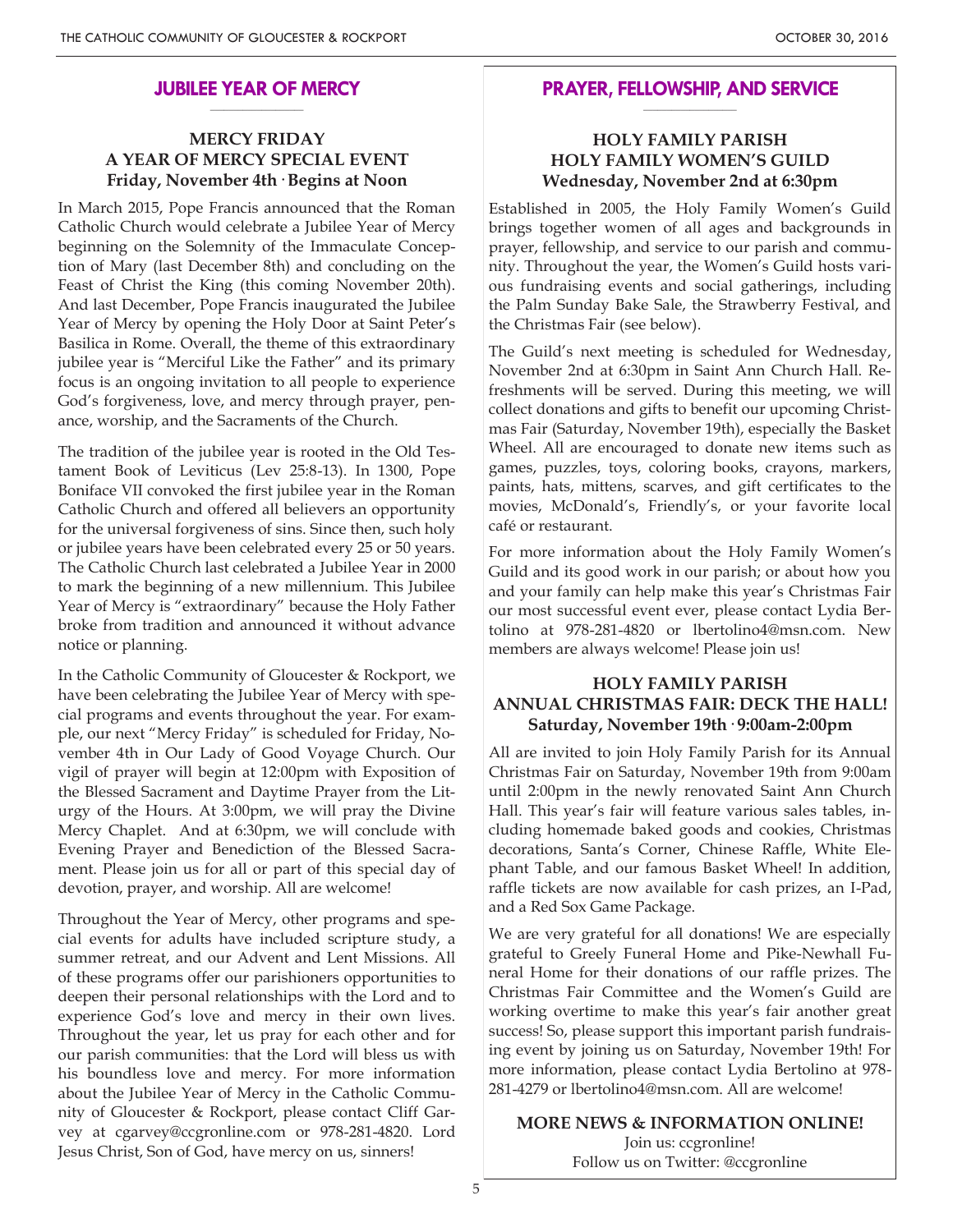## JUBILEE YEAR OF MERCY

### MERCY FRIDAY
### A YEAR OF MERCY SPECIAL EVENT
**Friday, November 4th · Begins at Noon**

In March 2015, Pope Francis announced that the Roman Catholic Church would celebrate a Jubilee Year of Mercy beginning on the Solemnity of the Immaculate Conception of Mary (last December 8th) and concluding on the Feast of Christ the King (this coming November 20th). And last December, Pope Francis inaugurated the Jubilee Year of Mercy by opening the Holy Door at Saint Peter's Basilica in Rome. Overall, the theme of this extraordinary jubilee year is "Merciful Like the Father" and its primary focus is an ongoing invitation to all people to experience God's forgiveness, love, and mercy through prayer, penance, worship, and the Sacraments of the Church.

The tradition of the jubilee year is rooted in the Old Testament Book of Leviticus (Lev 25:8-13). In 1300, Pope Boniface VII convoked the first jubilee year in the Roman Catholic Church and offered all believers an opportunity for the universal forgiveness of sins. Since then, such holy or jubilee years have been celebrated every 25 or 50 years. The Catholic Church last celebrated a Jubilee Year in 2000 to mark the beginning of a new millennium. This Jubilee Year of Mercy is "extraordinary" because the Holy Father broke from tradition and announced it without advance notice or planning.

In the Catholic Community of Gloucester & Rockport, we have been celebrating the Jubilee Year of Mercy with special programs and events throughout the year. For example, our next "Mercy Friday" is scheduled for Friday, November 4th in Our Lady of Good Voyage Church. Our vigil of prayer will begin at 12:00pm with Exposition of the Blessed Sacrament and Daytime Prayer from the Liturgy of the Hours. At 3:00pm, we will pray the Divine Mercy Chaplet. And at 6:30pm, we will conclude with Evening Prayer and Benediction of the Blessed Sacrament. Please join us for all or part of this special day of devotion, prayer, and worship. All are welcome!

Throughout the Year of Mercy, other programs and special events for adults have included scripture study, a summer retreat, and our Advent and Lent Missions. All of these programs offer our parishioners opportunities to deepen their personal relationships with the Lord and to experience God's love and mercy in their own lives. Throughout the year, let us pray for each other and for our parish communities: that the Lord will bless us with his boundless love and mercy. For more information about the Jubilee Year of Mercy in the Catholic Community of Gloucester & Rockport, please contact Cliff Garvey at cgarvey@ccgronline.com or 978-281-4820. Lord Jesus Christ, Son of God, have mercy on us, sinners!

## PRAYER, FELLOWSHIP, AND SERVICE

### HOLY FAMILY PARISH
### HOLY FAMILY WOMEN'S GUILD
**Wednesday, November 2nd at 6:30pm**

Established in 2005, the Holy Family Women's Guild brings together women of all ages and backgrounds in prayer, fellowship, and service to our parish and community. Throughout the year, the Women's Guild hosts various fundraising events and social gatherings, including the Palm Sunday Bake Sale, the Strawberry Festival, and the Christmas Fair (see below).

The Guild's next meeting is scheduled for Wednesday, November 2nd at 6:30pm in Saint Ann Church Hall. Refreshments will be served. During this meeting, we will collect donations and gifts to benefit our upcoming Christmas Fair (Saturday, November 19th), especially the Basket Wheel. All are encouraged to donate new items such as games, puzzles, toys, coloring books, crayons, markers, paints, hats, mittens, scarves, and gift certificates to the movies, McDonald's, Friendly's, or your favorite local café or restaurant.

For more information about the Holy Family Women's Guild and its good work in our parish; or about how you and your family can help make this year's Christmas Fair our most successful event ever, please contact Lydia Bertolino at 978-281-4820 or lbertolino4@msn.com. New members are always welcome! Please join us!

### HOLY FAMILY PARISH
### ANNUAL CHRISTMAS FAIR: DECK THE HALL!
**Saturday, November 19th · 9:00am-2:00pm**

All are invited to join Holy Family Parish for its Annual Christmas Fair on Saturday, November 19th from 9:00am until 2:00pm in the newly renovated Saint Ann Church Hall. This year's fair will feature various sales tables, including homemade baked goods and cookies, Christmas decorations, Santa's Corner, Chinese Raffle, White Elephant Table, and our famous Basket Wheel! In addition, raffle tickets are now available for cash prizes, an I-Pad, and a Red Sox Game Package.

We are very grateful for all donations! We are especially grateful to Greely Funeral Home and Pike-Newhall Funeral Home for their donations of our raffle prizes. The Christmas Fair Committee and the Women's Guild are working overtime to make this year's fair another great success! So, please support this important parish fundraising event by joining us on Saturday, November 19th! For more information, please contact Lydia Bertolino at 978-281-4279 or lbertolino4@msn.com. All are welcome!

**MORE NEWS & INFORMATION ONLINE!**

Join us: ccgronline!
Follow us on Twitter: @ccgronline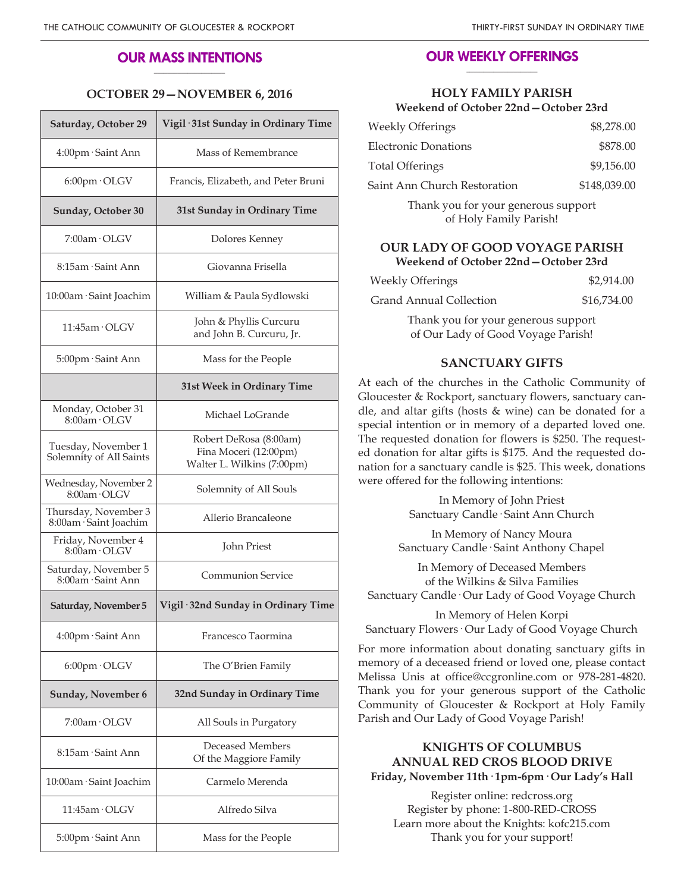## OUR MASS INTENTIONS

### OCTOBER 29—NOVEMBER 6, 2016

| Saturday, October 29 | Vigil · 31st Sunday in Ordinary Time |
|---|---|
| 4:00pm · Saint Ann | Mass of Remembrance |
| 6:00pm · OLGV | Francis, Elizabeth, and Peter Bruni |
| **Sunday, October 30** | **31st Sunday in Ordinary Time** |
| 7:00am · OLGV | Dolores Kenney |
| 8:15am · Saint Ann | Giovanna Frisella |
| 10:00am · Saint Joachim | William & Paula Sydlowski |
| 11:45am · OLGV | John & Phyllis Curcuru and John B. Curcuru, Jr. |
| 5:00pm · Saint Ann | Mass for the People |
| | **31st Week in Ordinary Time** |
| Monday, October 31 8:00am · OLGV | Michael LoGrande |
| Tuesday, November 1 Solemnity of All Saints | Robert DeRosa (8:00am) Fina Moceri (12:00pm) Walter L. Wilkins (7:00pm) |
| Wednesday, November 2 8:00am · OLGV | Solemnity of All Souls |
| Thursday, November 3 8:00am · Saint Joachim | Allerio Brancaleone |
| Friday, November 4 8:00am · OLGV | John Priest |
| Saturday, November 5 8:00am · Saint Ann | Communion Service |
| **Saturday, November 5** | **Vigil · 32nd Sunday in Ordinary Time** |
| 4:00pm · Saint Ann | Francesco Taormina |
| 6:00pm · OLGV | The O'Brien Family |
| **Sunday, November 6** | **32nd Sunday in Ordinary Time** |
| 7:00am · OLGV | All Souls in Purgatory |
| 8:15am · Saint Ann | Deceased Members Of the Maggiore Family |
| 10:00am · Saint Joachim | Carmelo Merenda |
| 11:45am · OLGV | Alfredo Silva |
| 5:00pm · Saint Ann | Mass for the People |

## OUR WEEKLY OFFERINGS

### HOLY FAMILY PARISH
**Weekend of October 22nd—October 23rd**

| | |
|---|---|
| Weekly Offerings | $8,278.00 |
| Electronic Donations | $878.00 |
| Total Offerings | $9,156.00 |
| Saint Ann Church Restoration | $148,039.00 |

Thank you for your generous support of Holy Family Parish!

### OUR LADY OF GOOD VOYAGE PARISH
**Weekend of October 22nd—October 23rd**

| | |
|---|---|
| Weekly Offerings | $2,914.00 |
| Grand Annual Collection | $16,734.00 |

Thank you for your generous support of Our Lady of Good Voyage Parish!

### SANCTUARY GIFTS

At each of the churches in the Catholic Community of Gloucester & Rockport, sanctuary flowers, sanctuary candle, and altar gifts (hosts & wine) can be donated for a special intention or in memory of a departed loved one. The requested donation for flowers is $250. The requested donation for altar gifts is $175. And the requested donation for a sanctuary candle is $25. This week, donations were offered for the following intentions:

In Memory of John Priest
Sanctuary Candle · Saint Ann Church

In Memory of Nancy Moura
Sanctuary Candle · Saint Anthony Chapel

In Memory of Deceased Members of the Wilkins & Silva Families
Sanctuary Candle · Our Lady of Good Voyage Church

In Memory of Helen Korpi
Sanctuary Flowers · Our Lady of Good Voyage Church

For more information about donating sanctuary gifts in memory of a deceased friend or loved one, please contact Melissa Unis at office@ccgronline.com or 978-281-4820. Thank you for your generous support of the Catholic Community of Gloucester & Rockport at Holy Family Parish and Our Lady of Good Voyage Parish!

### KNIGHTS OF COLUMBUS ANNUAL RED CROS BLOOD DRIVE
**Friday, November 11th · 1pm-6pm · Our Lady's Hall**

Register online: redcross.org
Register by phone: 1-800-RED-CROSS
Learn more about the Knights: kofc215.com
Thank you for your support!